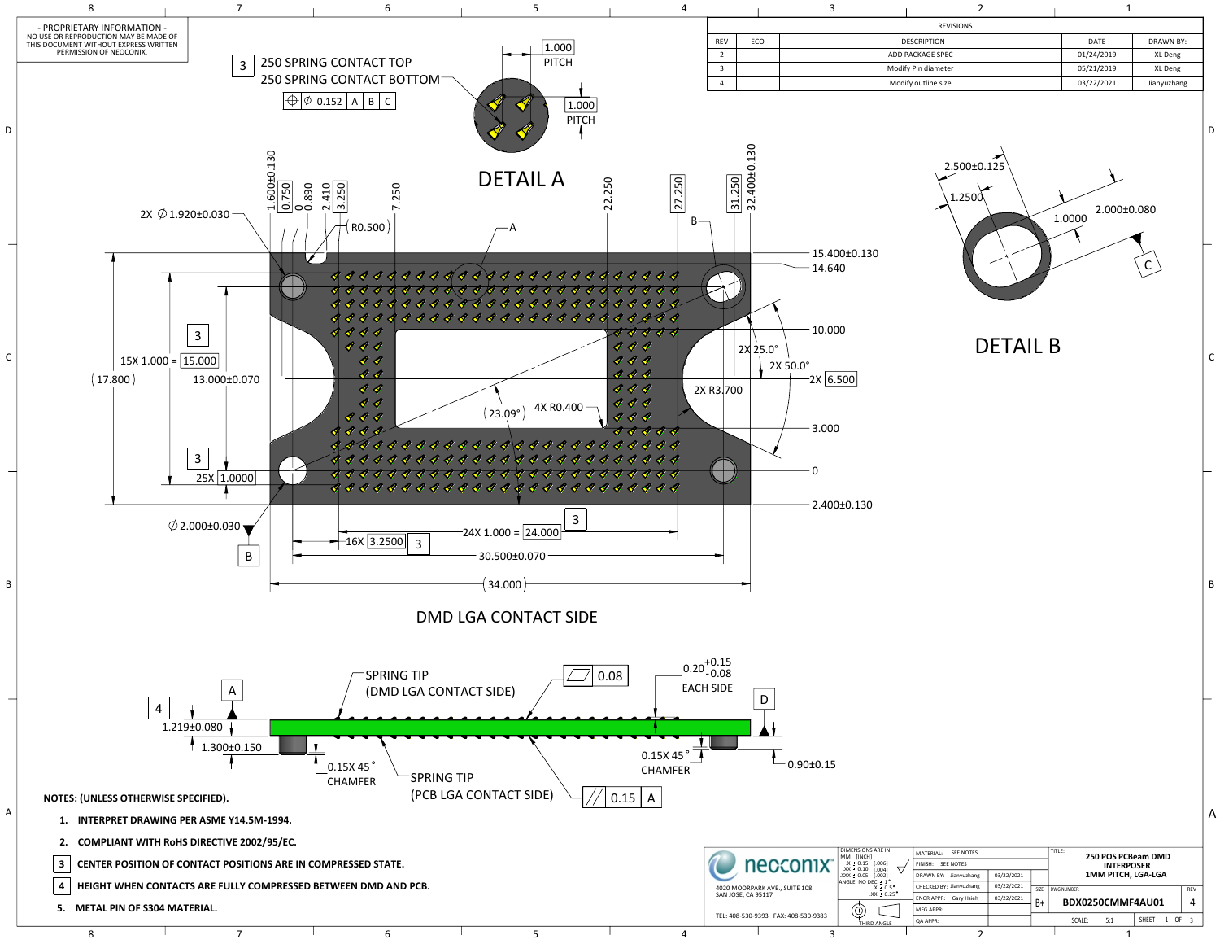- PROPRIETARY INFORMATION -
NO USE OR REPRODUCTION MAY BE MADE OF THIS DOCUMENT WITHOUT EXPRESS WRITTEN PERMISSION OF NEOCONIX.

| REVISIONS | | | | |
|---|---|---|---|---|
| REV | ECO | DESCRIPTION | DATE | DRAWN BY: |
| 2 | | ADD PACKAGE SPEC | 01/24/2019 | XL Deng |
| 3 | | Modify Pin diameter | 05/21/2019 | XL Deng |
| 4 | | Modify outline size | 03/22/2021 | Jianyuzhang |

3 250 SPRING CONTACT TOP
250 SPRING CONTACT BOTTOM
⌖ ∅ 0.152 | A | B | C

1.000 PITCH
1.000 PITCH

DETAIL A

DETAIL B
2.500±0.125
1.2500
1.0000
2.000±0.080
C

2X ∅1.920±0.030
1.600±0.130, 0.750, 0, 0.890, 2.410, 3.250, 7.250, 22.250, 27.250, 31.250, 32.400±0.130
(R0.500)
A
B
15.400±0.130
14.640
10.000
2X 25.0°
2X 50.0°
2X 6.500
2X R3.700
3.000
0
2.400±0.130
15X 1.000 = 15.000
(17.800)
13.000±0.070
(23.09°)
4X R0.400
25X 1.0000
∅2.000±0.030
B
16X 3.2500
24X 1.000 = 24.000
30.500±0.070
(34.000)

DMD LGA CONTACT SIDE

SPRING TIP (DMD LGA CONTACT SIDE)
⏥ 0.08
$0.20^{+0.15}_{-0.08}$ EACH SIDE
A
D
4
1.219±0.080
1.300±0.150
0.15X 45° CHAMFER
0.15X 45° CHAMFER
0.90±0.15
SPRING TIP (PCB LGA CONTACT SIDE)
// 0.15 | A

NOTES: (UNLESS OTHERWISE SPECIFIED).

1. INTERPRET DRAWING PER ASME Y14.5M-1994.
2. COMPLIANT WITH RoHS DIRECTIVE 2002/95/EC.
3. CENTER POSITION OF CONTACT POSITIONS ARE IN COMPRESSED STATE.
4. HEIGHT WHEN CONTACTS ARE FULLY COMPRESSED BETWEEN DMD AND PCB.
5. METAL PIN OF S304 MATERIAL.

neoconix
4020 MOORPARK AVE., SUITE 108.
SAN JOSE, CA 95117
TEL: 408-530-9393 FAX: 408-530-9383

DIMENSIONS ARE IN MM [INCH]
.X ± 0.15 [.006]
.XX ± 0.10 [.004]
.XXX ± 0.05 [.002]
ANGLE: NO DEC ± 1°
.X ± 0.5°
.XX ± 0.25°
THIRD ANGLE

| | | |
|---|---|---|
| MATERIAL: SEE NOTES | | |
| FINISH: SEE NOTES | | |
| DRAWN BY: Jianyuzhang | 03/22/2021 | |
| CHECKED BY: Jianyuzhang | 03/22/2021 | |
| ENGR APPR: Gary Hsieh | 03/22/2021 | |
| MFG APPR: | | |
| QA APPR: | | |

TITLE: 250 POS PCBeam DMD INTERPOSER 1MM PITCH, LGA-LGA
SIZE: B+
DWG NUMBER: BDX0250CMMF4AU01
REV: 4
SCALE: 5:1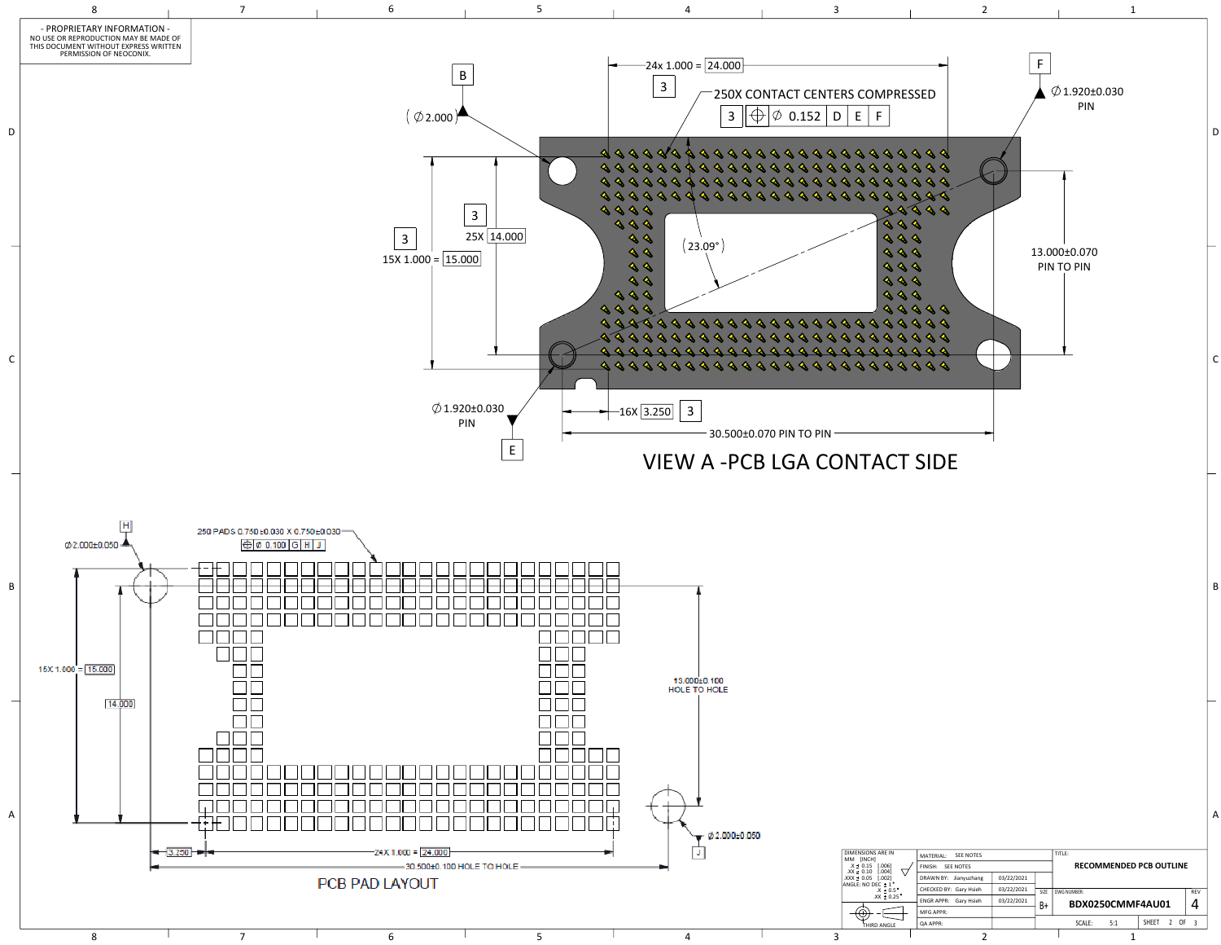- PROPRIETARY INFORMATION -
NO USE OR REPRODUCTION MAY BE MADE OF THIS DOCUMENT WITHOUT EXPRESS WRITTEN PERMISSION OF NEOCONIX.

## VIEW A - PCB LGA CONTACT SIDE

- 24x 1.000 = 24.000 [3]
- 250X CONTACT CENTERS COMPRESSED
- [3] ⌖ Ø 0.152 | D | E | F
- B (Ø2.000)
- F Ø1.920±0.030 PIN
- [3] 25X 14.000
- [3] 15X 1.000 = 15.000
- (23.09°)
- 13.000±0.070 PIN TO PIN
- Ø1.920±0.030 PIN
- E
- 16X 3.250 [3]
- 30.500±0.070 PIN TO PIN

## PCB PAD LAYOUT

- H Ø2.000±0.050
- 250 PADS 0.750±0.030 X 0.750±0.030
- ⌖ Ø 0.100 | G | H | J
- 15X 1.000 = 15.000
- 14.000
- 13.000±0.100 HOLE TO HOLE
- Ø2.000±0.050 J
- 3.250
- 24X 1.000 = 24.000
- 30.500±0.100 HOLE TO HOLE

| DIMENSIONS ARE IN MM [INCH] | MATERIAL: SEE NOTES | | TITLE: RECOMMENDED PCB OUTLINE |
|---|---|---|---|
| .X ± 0.15 [.006] | FINISH: SEE NOTES | | |
| .XX ± 0.10 [.004] | DRAWN BY: Jianyuzhang | 03/22/2021 | |
| .XXX ± 0.05 [.002] | CHECKED BY: Gary Hsieh | 03/22/2021 | SIZE: B+ DWG NUMBER: BDX0250CMMF4AU01 REV: 4 |
| ANGLE: NO DEC ± 1°, .X ± 0.5°, .XX ± 0.25° | ENGR APPR: Gary Hsieh | 03/22/2021 | |
| THIRD ANGLE | MFG APPR: | | |
| | QA APPR: | | SCALE: 5:1 SHEET 2 OF 3 |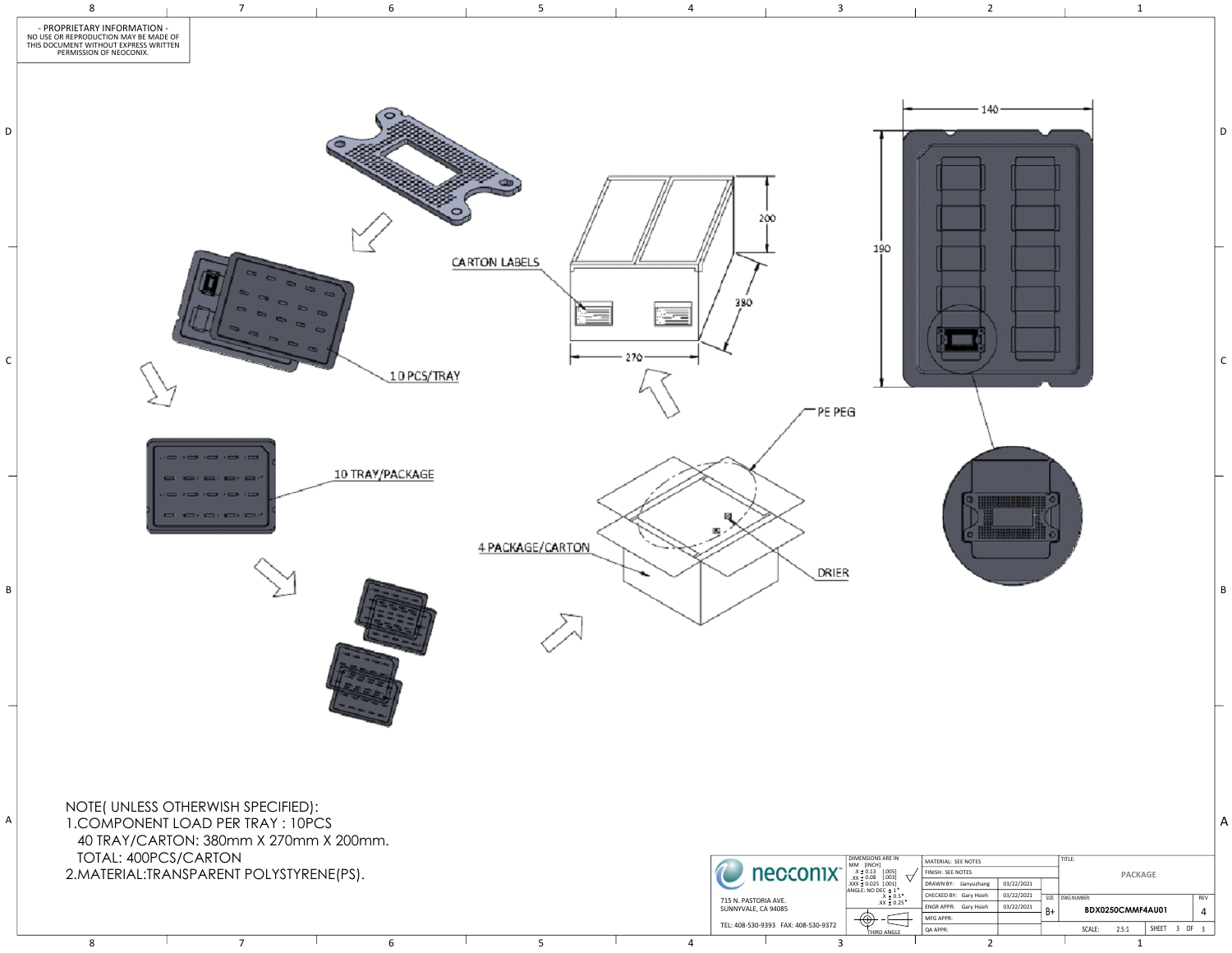- PROPRIETARY INFORMATION -
NO USE OR REPRODUCTION MAY BE MADE OF THIS DOCUMENT WITHOUT EXPRESS WRITTEN PERMISSION OF NEOCONIX.

10 PCS/TRAY

10 TRAY/PACKAGE

4 PACKAGE/CARTON

CARTON LABELS

200

380

270

PE PEG

DRIER

140

190

NOTE( UNLESS OTHERWISH SPECIFIED):

1.COMPONENT LOAD PER TRAY : 10PCS
  40 TRAY/CARTON: 380mm X 270mm X 200mm.
  TOTAL: 400PCS/CARTON

2.MATERIAL:TRANSPARENT POLYSTYRENE(PS).

neoconix
715 N. PASTORIA AVE.
SUNNYVALE, CA 94085
TEL: 408-530-9393 FAX: 408-530-9372

DIMENSIONS ARE IN MM [INCH]
.X ± 0.13 [.005]
.XX ± 0.08 [.003]
.XXX ± 0.025 [.001]
ANGLE: NO DEC ± 1°
.X ± 0.5°
.XX ± 0.25°

THIRD ANGLE

| | | |
|---|---|---|
| MATERIAL: SEE NOTES | | |
| FINISH: SEE NOTES | | |
| DRAWN BY: | Jianyuzhang | 03/22/2021 |
| CHECKED BY: | Gary Hsieh | 03/22/2021 |
| ENGR APPR: | Gary Hsieh | 03/22/2021 |
| MFG APPR: | | |
| QA APPR: | | |

TITLE: PACKAGE

SIZE: B+

DWG NUMBER: BDX0250CMMF4AU01

REV: 4

SCALE: 2.5:1